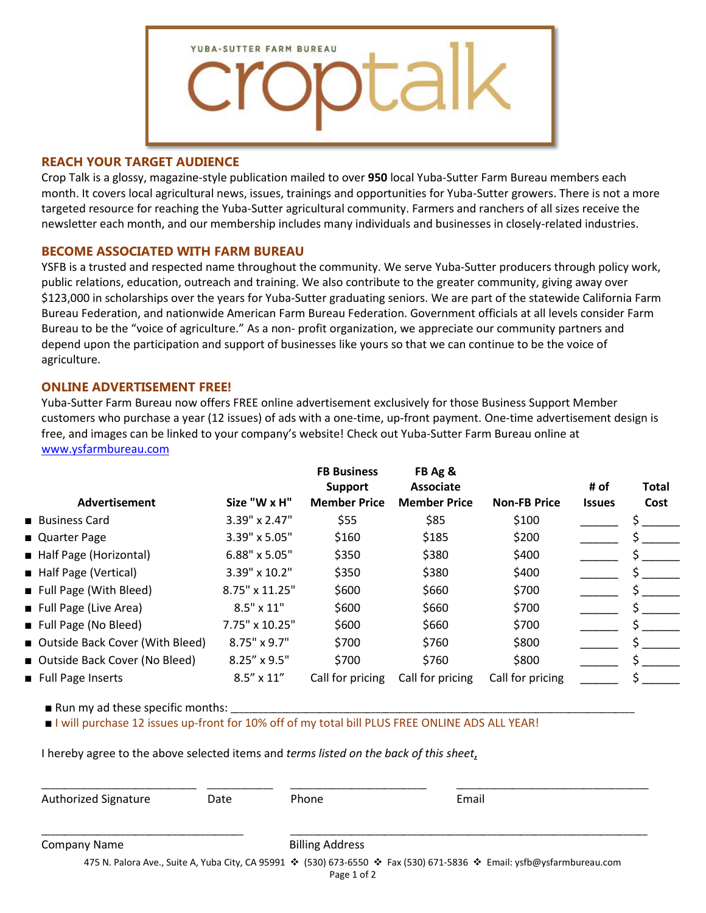YUBA-SUTTER FARM BUREAU

# croptalk

## REACH YOUR TARGET AUDIENCE

Crop Talk is a glossy, magazine-style publication mailed to over **950** local Yuba-Sutter Farm Bureau members each month. It covers local agricultural news, issues, trainings and opportunities for Yuba-Sutter growers. There is not a more targeted resource for reaching the Yuba-Sutter agricultural community. Farmers and ranchers of all sizes receive the newsletter each month, and our membership includes many individuals and businesses in closely-related industries.

## BECOME ASSOCIATED WITH FARM BUREAU

YSFB is a trusted and respected name throughout the community. We serve Yuba-Sutter producers through policy work, public relations, education, outreach and training. We also contribute to the greater community, giving away over $123,000 in scholarships over the years for Yuba-Sutter graduating seniors. We are part of the statewide California Farm Bureau Federation, and nationwide American Farm Bureau Federation. Government officials at all levels consider Farm Bureau to be the "voice of agriculture." As a non- profit organization, we appreciate our community partners and depend upon the participation and support of businesses like yours so that we can continue to be the voice of agriculture.

## ONLINE ADVERTISEMENT FREE!

Yuba-Sutter Farm Bureau now offers FREE online advertisement exclusively for those Business Support Member customers who purchase a year (12 issues) of ads with a one-time, up-front payment. One-time advertisement design is free, and images can be linked to your company's website! Check out Yuba-Sutter Farm Bureau online at www.ysfarmbureau.com

| Advertisement | Size "W x H" | FB Business Support Member Price | FB Ag & Associate Member Price | Non-FB Price | # of Issues | Total Cost |
|---|---|---|---|---|---|---|
| ■ Business Card | 3.39" x 2.47" | $55 | $85 | $100 | ______ | $ ______ |
| ■ Quarter Page | 3.39" x 5.05" | $160 | $185 | $200 | ______ | $ ______ |
| ■ Half Page (Horizontal) | 6.88" x 5.05" | $350 | $380 | $400 | ______ | $ ______ |
| ■ Half Page (Vertical) | 3.39" x 10.2" | $350 | $380 | $400 | ______ | $ ______ |
| ■ Full Page (With Bleed) | 8.75" x 11.25" | $600 | $660 | $700 | ______ | $ ______ |
| ■ Full Page (Live Area) | 8.5" x 11" | $600 | $660 | $700 | ______ | $ ______ |
| ■ Full Page (No Bleed) | 7.75" x 10.25" | $600 | $660 | $700 | ______ | $ ______ |
| ■ Outside Back Cover (With Bleed) | 8.75" x 9.7" | $700 | $760 | $800 | ______ | $ ______ |
| ■ Outside Back Cover (No Bleed) | 8.25" x 9.5" | $700 | $760 | $800 | ______ | $ ______ |
| ■ Full Page Inserts | 8.5" x 11" | Call for pricing | Call for pricing | Call for pricing | ______ | $ ______ |

■ Run my ad these specific months: ______________________________________________________________________

■ I will purchase 12 issues up-front for 10% off of my total bill PLUS FREE ONLINE ADS ALL YEAR!

I hereby agree to the above selected items and *terms listed on the back of this sheet*,

_________________________ ___________ _______________________ _________________________________

Authorized Signature Date Phone Email

__________________________________ ____________________________________________________________

Company Name Billing Address

475 N. Palora Ave., Suite A, Yuba City, CA 95991 ❖ (530) 673-6550 ❖ Fax (530) 671-5836 ❖ Email: ysfb@ysfarmbureau.com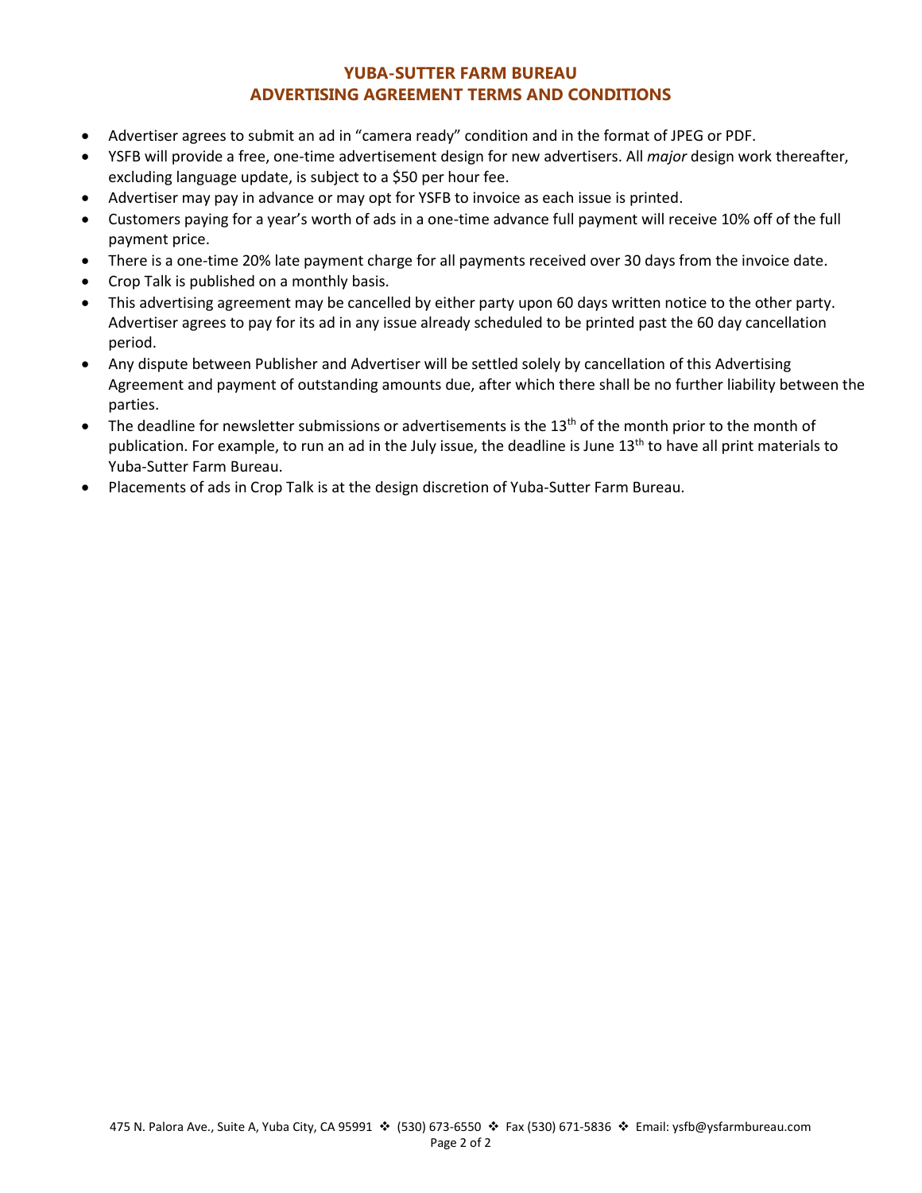# YUBA-SUTTER FARM BUREAU
# ADVERTISING AGREEMENT TERMS AND CONDITIONS

- Advertiser agrees to submit an ad in "camera ready" condition and in the format of JPEG or PDF.
- YSFB will provide a free, one-time advertisement design for new advertisers. All *major* design work thereafter, excluding language update, is subject to a $50 per hour fee.
- Advertiser may pay in advance or may opt for YSFB to invoice as each issue is printed.
- Customers paying for a year's worth of ads in a one-time advance full payment will receive 10% off of the full payment price.
- There is a one-time 20% late payment charge for all payments received over 30 days from the invoice date.
- Crop Talk is published on a monthly basis.
- This advertising agreement may be cancelled by either party upon 60 days written notice to the other party. Advertiser agrees to pay for its ad in any issue already scheduled to be printed past the 60 day cancellation period.
- Any dispute between Publisher and Advertiser will be settled solely by cancellation of this Advertising Agreement and payment of outstanding amounts due, after which there shall be no further liability between the parties.
- The deadline for newsletter submissions or advertisements is the 13th of the month prior to the month of publication. For example, to run an ad in the July issue, the deadline is June 13th to have all print materials to Yuba-Sutter Farm Bureau.
- Placements of ads in Crop Talk is at the design discretion of Yuba-Sutter Farm Bureau.

475 N. Palora Ave., Suite A, Yuba City, CA 95991 ❖ (530) 673-6550 ❖ Fax (530) 671-5836 ❖ Email: ysfb@ysfarmbureau.com